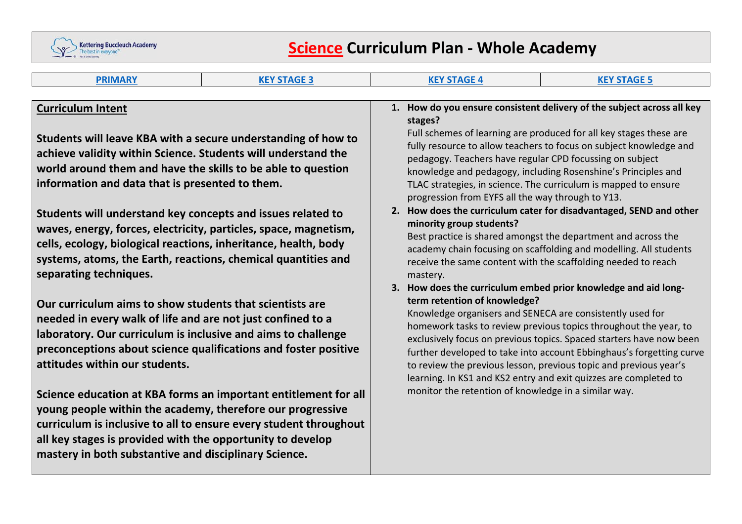# Science Curriculum Plan - Whole Academy

| PRIMARY | KEY STAGE 3 | KEY STAGE 4 | KEY STAGE 5 |
| --- | --- | --- | --- |

## Curriculum Intent

**Students will leave KBA with a secure understanding of how to achieve validity within Science. Students will understand the world around them and have the skills to be able to question information and data that is presented to them.**

**Students will understand key concepts and issues related to waves, energy, forces, electricity, particles, space, magnetism, cells, ecology, biological reactions, inheritance, health, body systems, atoms, the Earth, reactions, chemical quantities and separating techniques.**

**Our curriculum aims to show students that scientists are needed in every walk of life and are not just confined to a laboratory. Our curriculum is inclusive and aims to challenge preconceptions about science qualifications and foster positive attitudes within our students.**

**Science education at KBA forms an important entitlement for all young people within the academy, therefore our progressive curriculum is inclusive to all to ensure every student throughout all key stages is provided with the opportunity to develop mastery in both substantive and disciplinary Science.**

1. **How do you ensure consistent delivery of the subject across all key stages?**
   Full schemes of learning are produced for all key stages these are fully resource to allow teachers to focus on subject knowledge and pedagogy. Teachers have regular CPD focussing on subject knowledge and pedagogy, including Rosenshine's Principles and TLAC strategies, in science. The curriculum is mapped to ensure progression from EYFS all the way through to Y13.
2. **How does the curriculum cater for disadvantaged, SEND and other minority group students?**
   Best practice is shared amongst the department and across the academy chain focusing on scaffolding and modelling. All students receive the same content with the scaffolding needed to reach mastery.
3. **How does the curriculum embed prior knowledge and aid long-term retention of knowledge?**
   Knowledge organisers and SENECA are consistently used for homework tasks to review previous topics throughout the year, to exclusively focus on previous topics. Spaced starters have now been further developed to take into account Ebbinghaus's forgetting curve to review the previous lesson, previous topic and previous year's learning. In KS1 and KS2 entry and exit quizzes are completed to monitor the retention of knowledge in a similar way.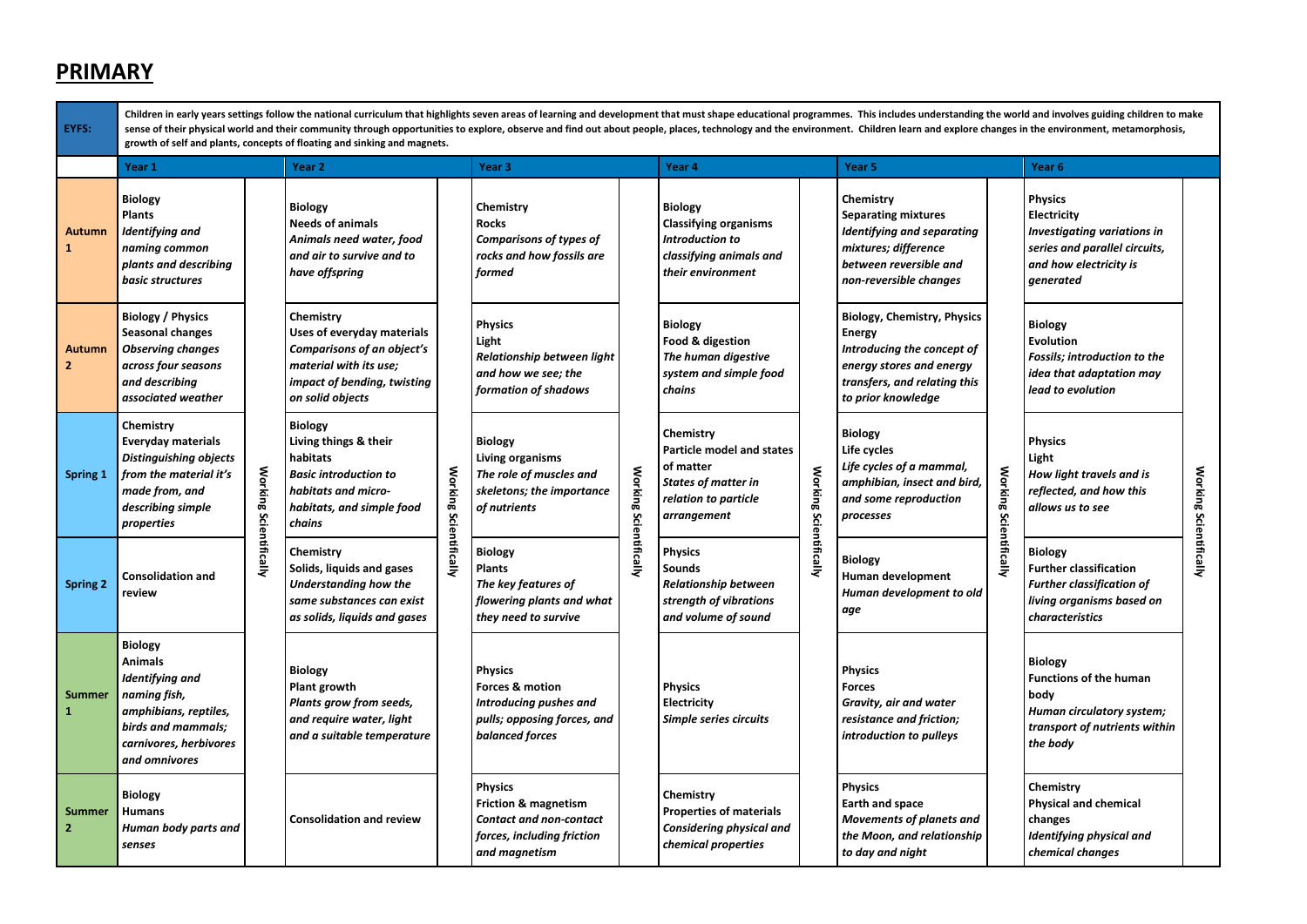# PRIMARY

| EYFS: | Children in early years settings follow the national curriculum that highlights seven areas of learning and development that must shape educational programmes. This includes understanding the world and involves guiding children to make sense of their physical world and their community through opportunities to explore, observe and find out about people, places, technology and the environment. Children learn and explore changes in the environment, metamorphosis, growth of self and plants, concepts of floating and sinking and magnets. | | | | | |
|---|---|---|---|---|---|---|
| | **Year 1** | **Year 2** | **Year 3** | **Year 4** | **Year 5** | **Year 6** |
| **Autumn 1** | **Biology**<br>**Plants**<br>***Identifying and naming common plants and describing basic structures*** | **Biology**<br>**Needs of animals**<br>***Animals need water, food and air to survive and to have offspring*** | **Chemistry**<br>**Rocks**<br>***Comparisons of types of rocks and how fossils are formed*** | **Biology**<br>**Classifying organisms**<br>***Introduction to classifying animals and their environment*** | **Chemistry**<br>**Separating mixtures**<br>***Identifying and separating mixtures; difference between reversible and non-reversible changes*** | **Physics**<br>**Electricity**<br>***Investigating variations in series and parallel circuits, and how electricity is generated*** |
| **Autumn 2** | **Biology / Physics**<br>**Seasonal changes**<br>***Observing changes across four seasons and describing associated weather*** | **Chemistry**<br>**Uses of everyday materials**<br>***Comparisons of an object's material with its use; impact of bending, twisting on solid objects*** | **Physics**<br>**Light**<br>***Relationship between light and how we see; the formation of shadows*** | **Biology**<br>**Food & digestion**<br>***The human digestive system and simple food chains*** | **Biology, Chemistry, Physics**<br>**Energy**<br>***Introducing the concept of energy stores and energy transfers, and relating this to prior knowledge*** | **Biology**<br>**Evolution**<br>***Fossils; introduction to the idea that adaptation may lead to evolution*** |
| **Spring 1** | **Chemistry**<br>**Everyday materials**<br>***Distinguishing objects from the material it's made from, and describing simple properties*** | **Biology**<br>**Living things & their habitats**<br>***Basic introduction to habitats and micro-habitats, and simple food chains*** | **Biology**<br>**Living organisms**<br>***The role of muscles and skeletons; the importance of nutrients*** | **Chemistry**<br>**Particle model and states of matter**<br>***States of matter in relation to particle arrangement*** | **Biology**<br>**Life cycles**<br>***Life cycles of a mammal, amphibian, insect and bird, and some reproduction processes*** | **Physics**<br>**Light**<br>***How light travels and is reflected, and how this allows us to see*** |
| **Spring 2** | **Consolidation and review** | **Chemistry**<br>**Solids, liquids and gases**<br>***Understanding how the same substances can exist as solids, liquids and gases*** | **Biology**<br>**Plants**<br>***The key features of flowering plants and what they need to survive*** | **Physics**<br>**Sounds**<br>***Relationship between strength of vibrations and volume of sound*** | **Biology**<br>**Human development**<br>***Human development to old age*** | **Biology**<br>**Further classification**<br>***Further classification of living organisms based on characteristics*** |
| **Summer 1** | **Biology**<br>**Animals**<br>***Identifying and naming fish, amphibians, reptiles, birds and mammals; carnivores, herbivores and omnivores*** | **Biology**<br>**Plant growth**<br>***Plants grow from seeds, and require water, light and a suitable temperature*** | **Physics**<br>**Forces & motion**<br>***Introducing pushes and pulls; opposing forces, and balanced forces*** | **Physics**<br>**Electricity**<br>***Simple series circuits*** | **Physics**<br>**Forces**<br>***Gravity, air and water resistance and friction; introduction to pulleys*** | **Biology**<br>**Functions of the human body**<br>***Human circulatory system; transport of nutrients within the body*** |
| **Summer 2** | **Biology**<br>**Humans**<br>***Human body parts and senses*** | **Consolidation and review** | **Physics**<br>**Friction & magnetism**<br>***Contact and non-contact forces, including friction and magnetism*** | **Chemistry**<br>**Properties of materials**<br>***Considering physical and chemical properties*** | **Physics**<br>**Earth and space**<br>***Movements of planets and the Moon, and relationship to day and night*** | **Chemistry**<br>**Physical and chemical changes**<br>***Identifying physical and chemical changes*** |

**Working Scientifically** (runs alongside every term in each of Years 1–6)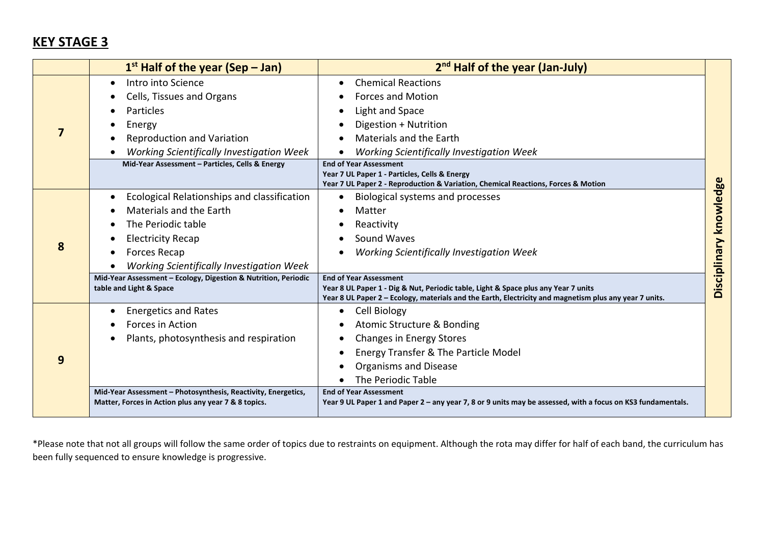## KEY STAGE 3

| | 1st Half of the year (Sep – Jan) | 2nd Half of the year (Jan-July) | |
|---|---|---|---|
| **7** | • Intro into Science<br>• Cells, Tissues and Organs<br>• Particles<br>• Energy<br>• Reproduction and Variation<br>• *Working Scientifically Investigation Week* | • Chemical Reactions<br>• Forces and Motion<br>• Light and Space<br>• Digestion + Nutrition<br>• Materials and the Earth<br>• *Working Scientifically Investigation Week* | **Disciplinary knowledge** |
| | **Mid-Year Assessment – Particles, Cells & Energy** | **End of Year Assessment**<br>**Year 7 UL Paper 1 - Particles, Cells & Energy**<br>**Year 7 UL Paper 2 - Reproduction & Variation, Chemical Reactions, Forces & Motion** | |
| **8** | • Ecological Relationships and classification<br>• Materials and the Earth<br>• The Periodic table<br>• Electricity Recap<br>• Forces Recap<br>• *Working Scientifically Investigation Week* | • Biological systems and processes<br>• Matter<br>• Reactivity<br>• Sound Waves<br>• *Working Scientifically Investigation Week* | |
| | **Mid-Year Assessment – Ecology, Digestion & Nutrition, Periodic table and Light & Space** | **End of Year Assessment**<br>**Year 8 UL Paper 1 - Dig & Nut, Periodic table, Light & Space plus any Year 7 units**<br>**Year 8 UL Paper 2 – Ecology, materials and the Earth, Electricity and magnetism plus any year 7 units.** | |
| **9** | • Energetics and Rates<br>• Forces in Action<br>• Plants, photosynthesis and respiration | • Cell Biology<br>• Atomic Structure & Bonding<br>• Changes in Energy Stores<br>• Energy Transfer & The Particle Model<br>• Organisms and Disease<br>• The Periodic Table | |
| | **Mid-Year Assessment – Photosynthesis, Reactivity, Energetics, Matter, Forces in Action plus any year 7 & 8 topics.** | **End of Year Assessment**<br>**Year 9 UL Paper 1 and Paper 2 – any year 7, 8 or 9 units may be assessed, with a focus on KS3 fundamentals.** | |

*Please note that not all groups will follow the same order of topics due to restraints on equipment. Although the rota may differ for half of each band, the curriculum has been fully sequenced to ensure knowledge is progressive.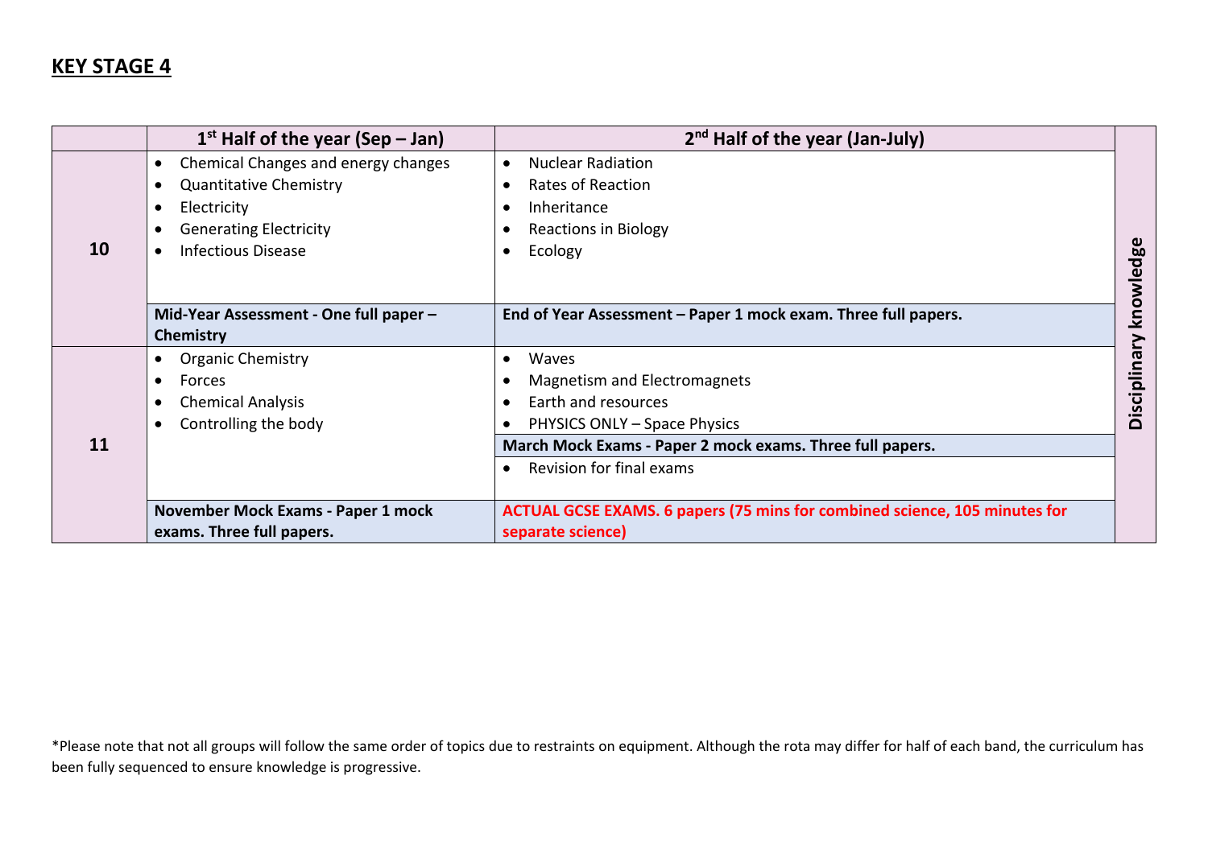## KEY STAGE 4

| | 1[st] Half of the year (Sep – Jan) | 2[nd] Half of the year (Jan-July) | |
|---|---|---|---|
| **10** | • Chemical Changes and energy changes<br>• Quantitative Chemistry<br>• Electricity<br>• Generating Electricity<br>• Infectious Disease | • Nuclear Radiation<br>• Rates of Reaction<br>• Inheritance<br>• Reactions in Biology<br>• Ecology | **Disciplinary knowledge** |
| | **Mid-Year Assessment - One full paper – Chemistry** | **End of Year Assessment – Paper 1 mock exam. Three full papers.** | |
| **11** | • Organic Chemistry<br>• Forces<br>• Chemical Analysis<br>• Controlling the body | • Waves<br>• Magnetism and Electromagnets<br>• Earth and resources<br>• PHYSICS ONLY – Space Physics | |
| | | **March Mock Exams - Paper 2 mock exams. Three full papers.** | |
| | | • Revision for final exams | |
| | **November Mock Exams - Paper 1 mock exams. Three full papers.** | **ACTUAL GCSE EXAMS. 6 papers (75 mins for combined science, 105 minutes for separate science)** | |

*Please note that not all groups will follow the same order of topics due to restraints on equipment. Although the rota may differ for half of each band, the curriculum has been fully sequenced to ensure knowledge is progressive.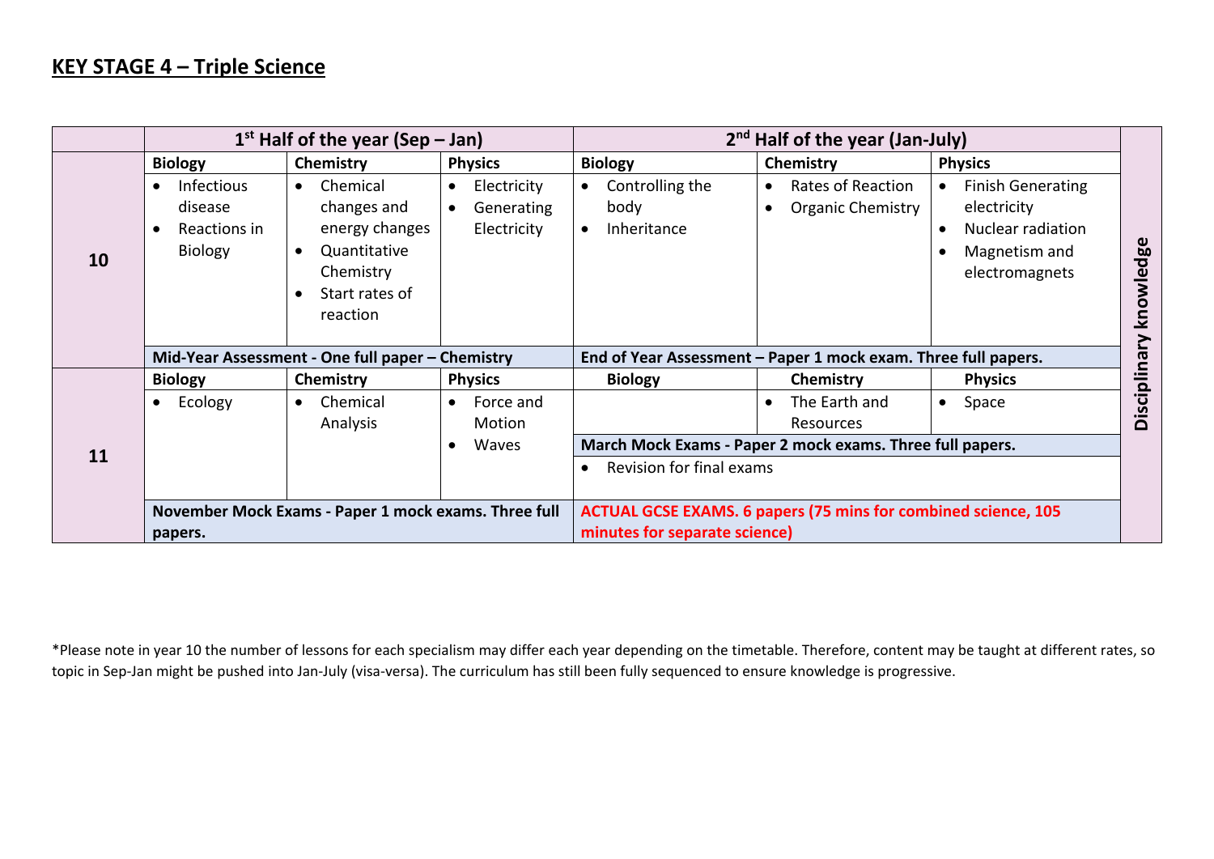## KEY STAGE 4 – Triple Science

| | 1st Half of the year (Sep – Jan) | | | 2nd Half of the year (Jan-July) | | | |
|---|---|---|---|---|---|---|---|
| | **Biology** | **Chemistry** | **Physics** | **Biology** | **Chemistry** | **Physics** | **Disciplinary knowledge** |
| **10** | • Infectious disease<br>• Reactions in Biology | • Chemical changes and energy changes<br>• Quantitative Chemistry<br>• Start rates of reaction | • Electricity<br>• Generating Electricity | • Controlling the body<br>• Inheritance | • Rates of Reaction<br>• Organic Chemistry | • Finish Generating electricity<br>• Nuclear radiation<br>• Magnetism and electromagnets | |
| | **Mid-Year Assessment - One full paper – Chemistry** | | | **End of Year Assessment – Paper 1 mock exam. Three full papers.** | | | |
| | **Biology** | **Chemistry** | **Physics** | **Biology** | **Chemistry** | **Physics** | |
| **11** | • Ecology | • Chemical Analysis | • Force and Motion<br>• Waves | | • The Earth and Resources | • Space | |
| | | | | **March Mock Exams - Paper 2 mock exams. Three full papers.** | | | |
| | | | | • Revision for final exams | | | |
| | **November Mock Exams - Paper 1 mock exams. Three full papers.** | | | **ACTUAL GCSE EXAMS. 6 papers (75 mins for combined science, 105 minutes for separate science)** | | | |

*Please note in year 10 the number of lessons for each specialism may differ each year depending on the timetable. Therefore, content may be taught at different rates, so topic in Sep-Jan might be pushed into Jan-July (visa-versa). The curriculum has still been fully sequenced to ensure knowledge is progressive.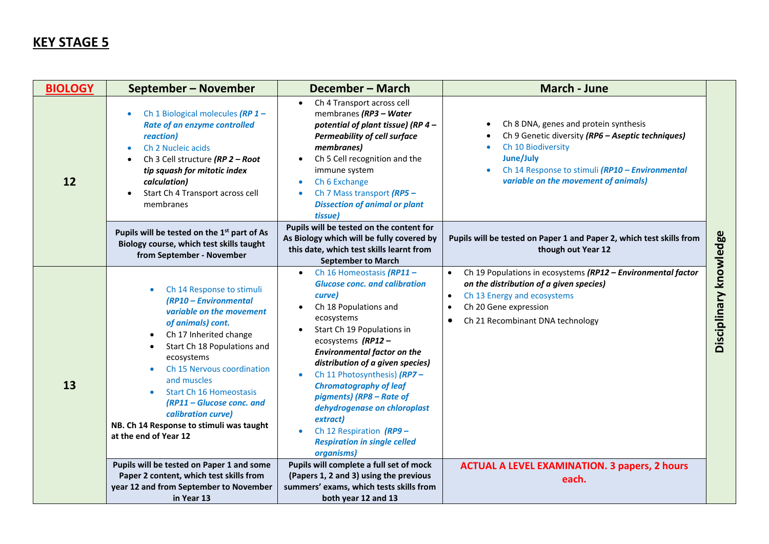## KEY STAGE 5

| **BIOLOGY** | September – November | December – March | March - June | |
|---|---|---|---|---|
| **12** | • Ch 1 Biological molecules ***(RP 1 – Rate of an enzyme controlled reaction)***<br>• Ch 2 Nucleic acids<br>• Ch 3 Cell structure ***(RP 2 – Root tip squash for mitotic index calculation)***<br>• Start Ch 4 Transport across cell membranes | • Ch 4 Transport across cell membranes ***(RP3 – Water potential of plant tissue) (RP 4 – Permeability of cell surface membranes)***<br>• Ch 5 Cell recognition and the immune system<br>• Ch 6 Exchange<br>• Ch 7 Mass transport ***(RP5 – Dissection of animal or plant tissue)*** | • Ch 8 DNA, genes and protein synthesis<br>• Ch 9 Genetic diversity ***(RP6 – Aseptic techniques)***<br>• Ch 10 Biodiversity<br>**June/July**<br>• Ch 14 Response to stimuli ***(RP10 – Environmental variable on the movement of animals)*** | **Disciplinary knowledge** |
| | **Pupils will be tested on the 1st part of As Biology course, which test skills taught from September - November** | **Pupils will be tested on the content for As Biology which will be fully covered by this date, which test skills learnt from September to March** | **Pupils will be tested on Paper 1 and Paper 2, which test skills from though out Year 12** | |
| **13** | • Ch 14 Response to stimuli ***(RP10 – Environmental variable on the movement of animals) cont.***<br>• Ch 17 Inherited change<br>• Start Ch 18 Populations and ecosystems<br>• Ch 15 Nervous coordination and muscles<br>• Start Ch 16 Homeostasis ***(RP11 – Glucose conc. and calibration curve)***<br>**NB. Ch 14 Response to stimuli was taught at the end of Year 12** | • Ch 16 Homeostasis ***(RP11 – Glucose conc. and calibration curve)***<br>• Ch 18 Populations and ecosystems<br>• Start Ch 19 Populations in ecosystems ***(RP12 – Environmental factor on the distribution of a given species)***<br>• Ch 11 Photosynthesis) ***(RP7 – Chromatography of leaf pigments) (RP8 – Rate of dehydrogenase on chloroplast extract)***<br>• Ch 12 Respiration ***(RP9 – Respiration in single celled organisms)*** | • Ch 19 Populations in ecosystems ***(RP12 – Environmental factor on the distribution of a given species)***<br>• Ch 13 Energy and ecosystems<br>• Ch 20 Gene expression<br>• Ch 21 Recombinant DNA technology | |
| | **Pupils will be tested on Paper 1 and some Paper 2 content, which test skills from year 12 and from September to November in Year 13** | **Pupils will complete a full set of mock (Papers 1, 2 and 3) using the previous summers' exams, which tests skills from both year 12 and 13** | **ACTUAL A LEVEL EXAMINATION. 3 papers, 2 hours each.** | |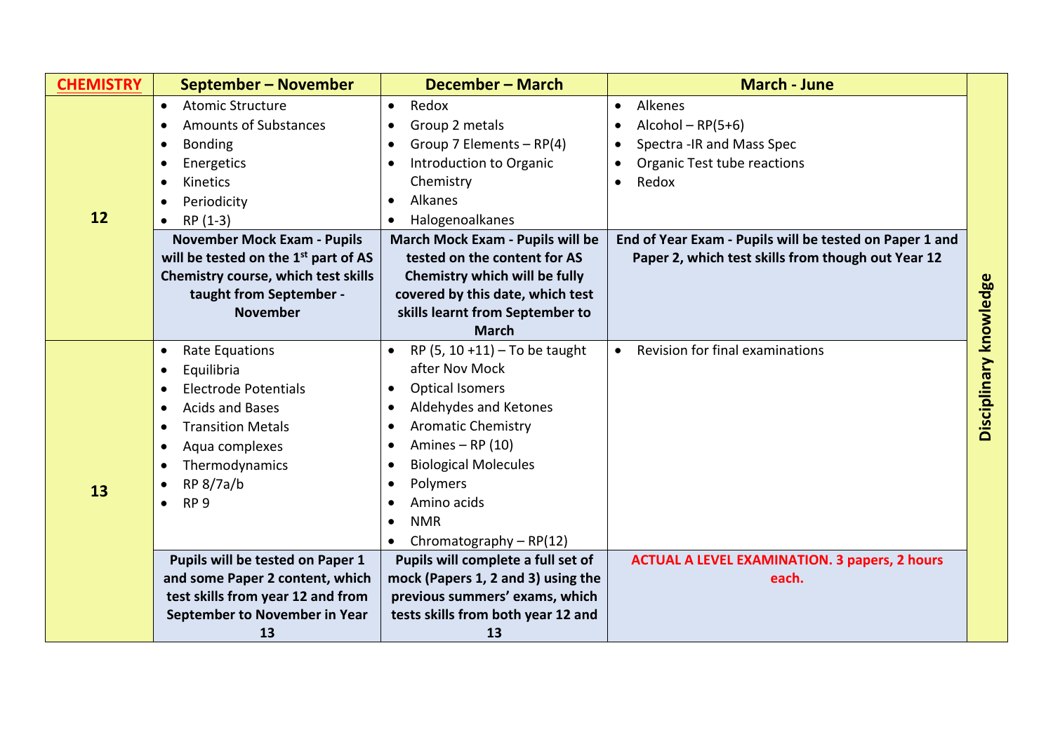| CHEMISTRY | September – November | December – March | March - June | |
|---|---|---|---|---|
| 12 | • Atomic Structure<br>• Amounts of Substances<br>• Bonding<br>• Energetics<br>• Kinetics<br>• Periodicity<br>• RP (1-3) | • Redox<br>• Group 2 metals<br>• Group 7 Elements – RP(4)<br>• Introduction to Organic Chemistry<br>• Alkanes<br>• Halogenoalkanes | • Alkenes<br>• Alcohol – RP(5+6)<br>• Spectra -IR and Mass Spec<br>• Organic Test tube reactions<br>• Redox | Disciplinary knowledge |
| | **November Mock Exam - Pupils will be tested on the 1st part of AS Chemistry course, which test skills taught from September - November** | **March Mock Exam - Pupils will be tested on the content for AS Chemistry which will be fully covered by this date, which test skills learnt from September to March** | **End of Year Exam - Pupils will be tested on Paper 1 and Paper 2, which test skills from though out Year 12** | |
| 13 | • Rate Equations<br>• Equilibria<br>• Electrode Potentials<br>• Acids and Bases<br>• Transition Metals<br>• Aqua complexes<br>• Thermodynamics<br>• RP 8/7a/b<br>• RP 9 | • RP (5, 10 +11) – To be taught after Nov Mock<br>• Optical Isomers<br>• Aldehydes and Ketones<br>• Aromatic Chemistry<br>• Amines – RP (10)<br>• Biological Molecules<br>• Polymers<br>• Amino acids<br>• NMR<br>• Chromatography – RP(12) | • Revision for final examinations | |
| | **Pupils will be tested on Paper 1 and some Paper 2 content, which test skills from year 12 and from September to November in Year 13** | **Pupils will complete a full set of mock (Papers 1, 2 and 3) using the previous summers' exams, which tests skills from both year 12 and 13** | **ACTUAL A LEVEL EXAMINATION. 3 papers, 2 hours each.** | |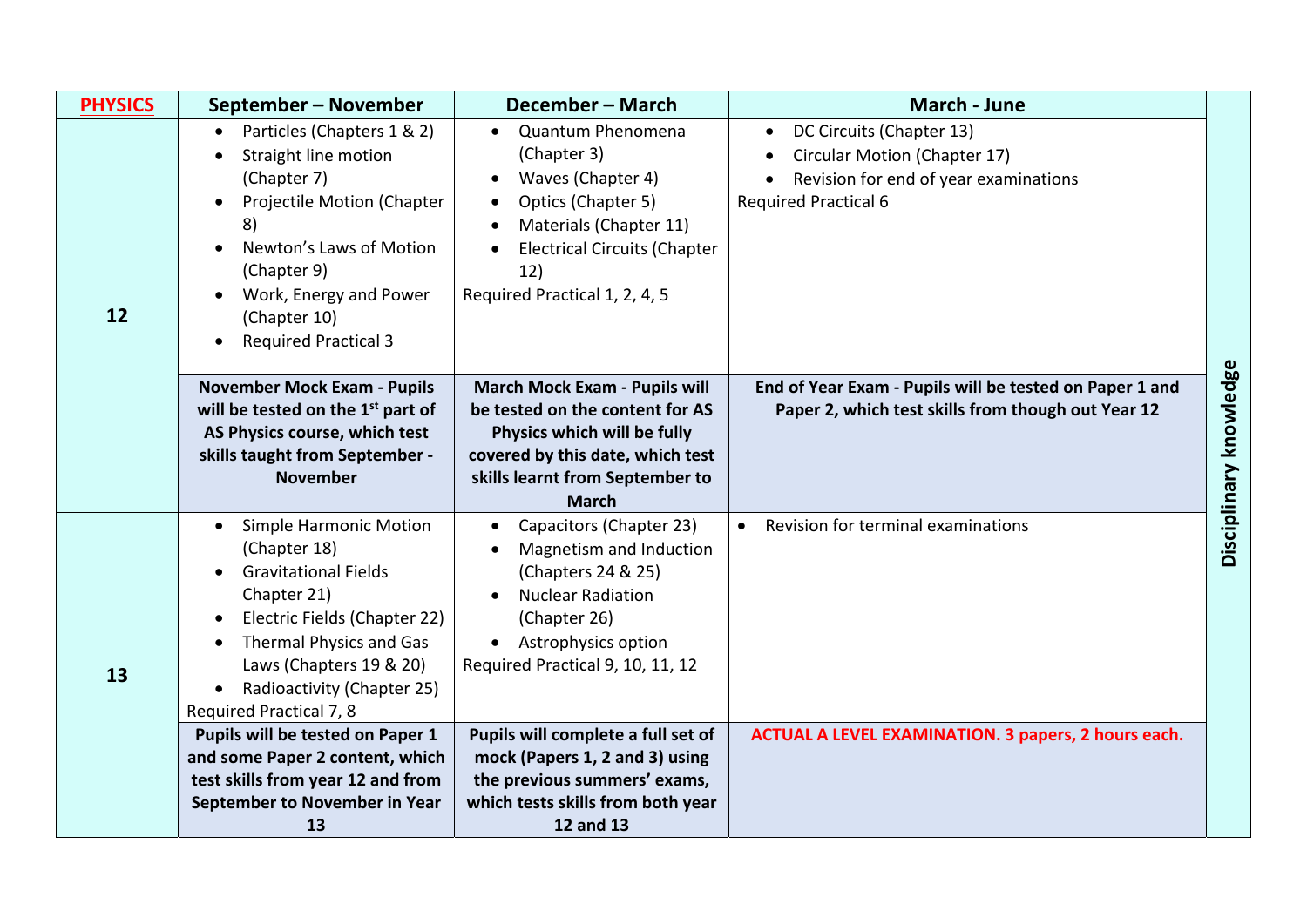| **PHYSICS** | **September – November** | **December – March** | **March - June** | |
|---|---|---|---|---|
| **12** | • Particles (Chapters 1 & 2)<br>• Straight line motion (Chapter 7)<br>• Projectile Motion (Chapter 8)<br>• Newton's Laws of Motion (Chapter 9)<br>• Work, Energy and Power (Chapter 10)<br>• Required Practical 3 | • Quantum Phenomena (Chapter 3)<br>• Waves (Chapter 4)<br>• Optics (Chapter 5)<br>• Materials (Chapter 11)<br>• Electrical Circuits (Chapter 12)<br>Required Practical 1, 2, 4, 5 | • DC Circuits (Chapter 13)<br>• Circular Motion (Chapter 17)<br>• Revision for end of year examinations<br>Required Practical 6 | **Disciplinary knowledge** |
| | **November Mock Exam - Pupils will be tested on the 1st part of AS Physics course, which test skills taught from September - November** | **March Mock Exam - Pupils will be tested on the content for AS Physics which will be fully covered by this date, which test skills learnt from September to March** | **End of Year Exam - Pupils will be tested on Paper 1 and Paper 2, which test skills from though out Year 12** | |
| **13** | • Simple Harmonic Motion (Chapter 18)<br>• Gravitational Fields Chapter 21)<br>• Electric Fields (Chapter 22)<br>• Thermal Physics and Gas Laws (Chapters 19 & 20)<br>• Radioactivity (Chapter 25)<br>Required Practical 7, 8 | • Capacitors (Chapter 23)<br>• Magnetism and Induction (Chapters 24 & 25)<br>• Nuclear Radiation (Chapter 26)<br>• Astrophysics option<br>Required Practical 9, 10, 11, 12 | • Revision for terminal examinations | |
| | **Pupils will be tested on Paper 1 and some Paper 2 content, which test skills from year 12 and from September to November in Year 13** | **Pupils will complete a full set of mock (Papers 1, 2 and 3) using the previous summers' exams, which tests skills from both year 12 and 13** | **ACTUAL A LEVEL EXAMINATION. 3 papers, 2 hours each.** | |